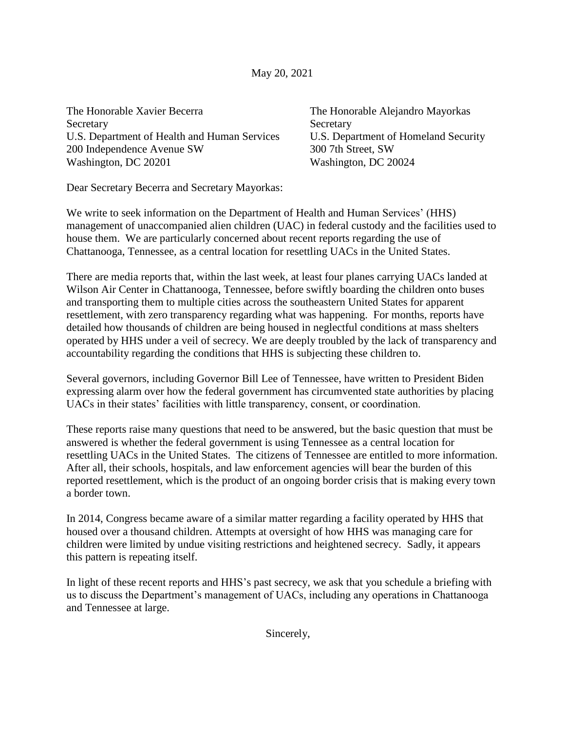May 20, 2021

The Honorable Xavier Becerra
Secretary
U.S. Department of Health and Human Services
200 Independence Avenue SW
Washington, DC 20201

The Honorable Alejandro Mayorkas
Secretary
U.S. Department of Homeland Security
300 7th Street, SW
Washington, DC 20024

Dear Secretary Becerra and Secretary Mayorkas:

We write to seek information on the Department of Health and Human Services' (HHS) management of unaccompanied alien children (UAC) in federal custody and the facilities used to house them. We are particularly concerned about recent reports regarding the use of Chattanooga, Tennessee, as a central location for resettling UACs in the United States.

There are media reports that, within the last week, at least four planes carrying UACs landed at Wilson Air Center in Chattanooga, Tennessee, before swiftly boarding the children onto buses and transporting them to multiple cities across the southeastern United States for apparent resettlement, with zero transparency regarding what was happening. For months, reports have detailed how thousands of children are being housed in neglectful conditions at mass shelters operated by HHS under a veil of secrecy. We are deeply troubled by the lack of transparency and accountability regarding the conditions that HHS is subjecting these children to.

Several governors, including Governor Bill Lee of Tennessee, have written to President Biden expressing alarm over how the federal government has circumvented state authorities by placing UACs in their states' facilities with little transparency, consent, or coordination.

These reports raise many questions that need to be answered, but the basic question that must be answered is whether the federal government is using Tennessee as a central location for resettling UACs in the United States. The citizens of Tennessee are entitled to more information. After all, their schools, hospitals, and law enforcement agencies will bear the burden of this reported resettlement, which is the product of an ongoing border crisis that is making every town a border town.

In 2014, Congress became aware of a similar matter regarding a facility operated by HHS that housed over a thousand children. Attempts at oversight of how HHS was managing care for children were limited by undue visiting restrictions and heightened secrecy. Sadly, it appears this pattern is repeating itself.

In light of these recent reports and HHS's past secrecy, we ask that you schedule a briefing with us to discuss the Department's management of UACs, including any operations in Chattanooga and Tennessee at large.

Sincerely,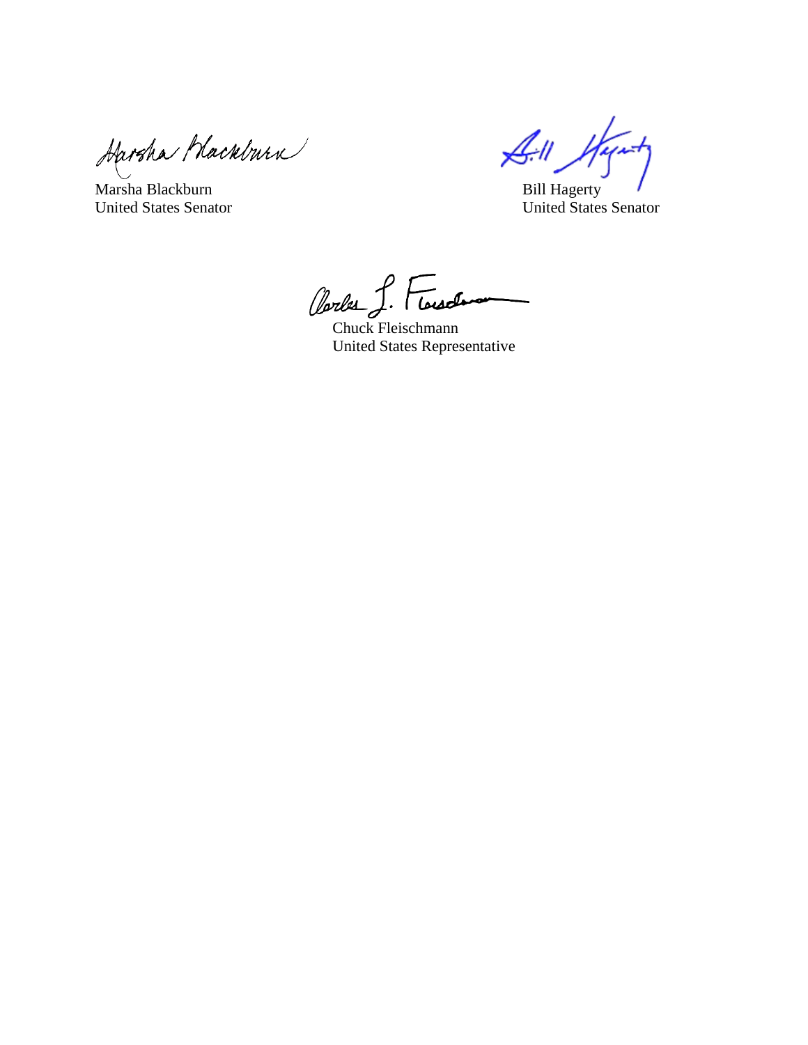Marsha Blackburn
United States Senator

Bill Hagerty
United States Senator

Chuck Fleischmann
United States Representative